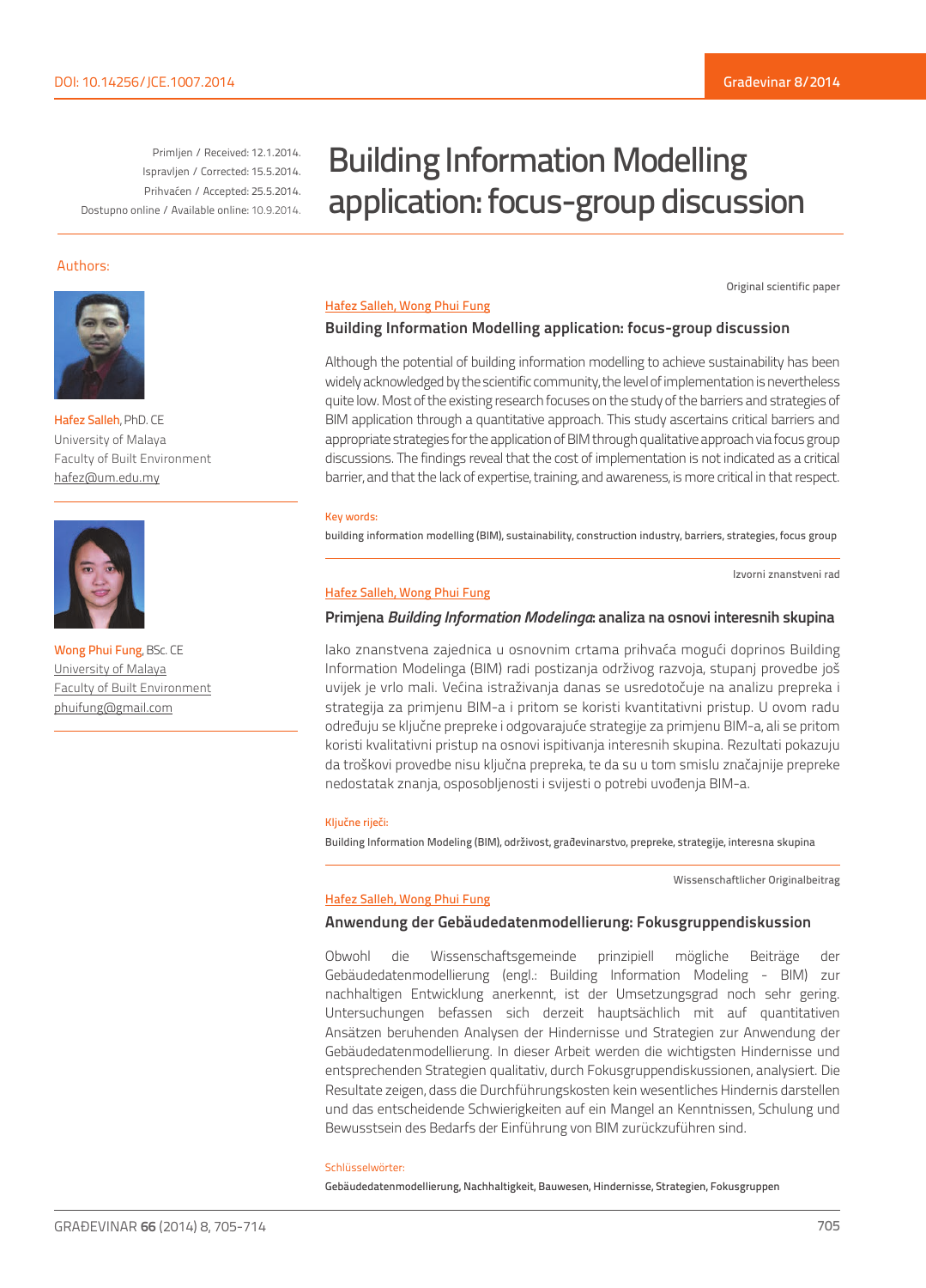DOI: 10.14256/JCE.1007.2014

Primljen / Received: 12.1.2014.
Ispravljen / Corrected: 15.5.2014.
Prihvaćen / Accepted: 25.5.2014.
Dostupno online / Available online: 10.9.2014.

# Building Information Modelling application: focus-group discussion

Authors:

Hafez Salleh, PhD. CE
University of Malaya
Faculty of Built Environment
hafez@um.edu.my

Wong Phui Fung, BSc. CE
University of Malaya
Faculty of Built Environment
phuifung@gmail.com

Original scientific paper

Hafez Salleh, Wong Phui Fung

**Building Information Modelling application: focus-group discussion**

Although the potential of building information modelling to achieve sustainability has been widely acknowledged by the scientific community, the level of implementation is nevertheless quite low. Most of the existing research focuses on the study of the barriers and strategies of BIM application through a quantitative approach. This study ascertains critical barriers and appropriate strategies for the application of BIM through qualitative approach via focus group discussions. The findings reveal that the cost of implementation is not indicated as a critical barrier, and that the lack of expertise, training, and awareness, is more critical in that respect.

Key words:

building information modelling (BIM), sustainability, construction industry, barriers, strategies, focus group

Izvorni znanstveni rad

Hafez Salleh, Wong Phui Fung

**Primjena *Building Information Modelinga*: analiza na osnovi interesnih skupina**

Iako znanstvena zajednica u osnovnim crtama prihvaća mogući doprinos Building Information Modelinga (BIM) radi postizanja održivog razvoja, stupanj provedbe još uvijek je vrlo mali. Većina istraživanja danas se usredotočuje na analizu prepreka i strategija za primjenu BIM-a i pritom se koristi kvantitativni pristup. U ovom radu određuju se ključne prepreke i odgovarajuće strategije za primjenu BIM-a, ali se pritom koristi kvalitativni pristup na osnovi ispitivanja interesnih skupina. Rezultati pokazuju da troškovi provedbe nisu ključna prepreka, te da su u tom smislu značajnije prepreke nedostatak znanja, osposobljenosti i svijesti o potrebi uvođenja BIM-a.

Ključne riječi:

Building Information Modeling (BIM), održivost, građevinarstvo, prepreke, strategije, interesna skupina

Wissenschaftlicher Originalbeitrag

Hafez Salleh, Wong Phui Fung

**Anwendung der Gebäudedatenmodellierung: Fokusgruppendiskussion**

Obwohl die Wissenschaftsgemeinde prinzipiell mögliche Beiträge der Gebäudedatenmodellierung (engl.: Building Information Modeling - BIM) zur nachhaltigen Entwicklung anerkennt, ist der Umsetzungsgrad noch sehr gering. Untersuchungen befassen sich derzeit hauptsächlich mit auf quantitativen Ansätzen beruhenden Analysen der Hindernisse und Strategien zur Anwendung der Gebäudedatenmodellierung. In dieser Arbeit werden die wichtigsten Hindernisse und entsprechenden Strategien qualitativ, durch Fokusgruppendiskussionen, analysiert. Die Resultate zeigen, dass die Durchführungskosten kein wesentliches Hindernis darstellen und das entscheidende Schwierigkeiten auf ein Mangel an Kenntnissen, Schulung und Bewusstsein des Bedarfs der Einführung von BIM zurückzuführen sind.

Schlüsselwörter:

Gebäudedatenmodellierung, Nachhaltigkeit, Bauwesen, Hindernisse, Strategien, Fokusgruppen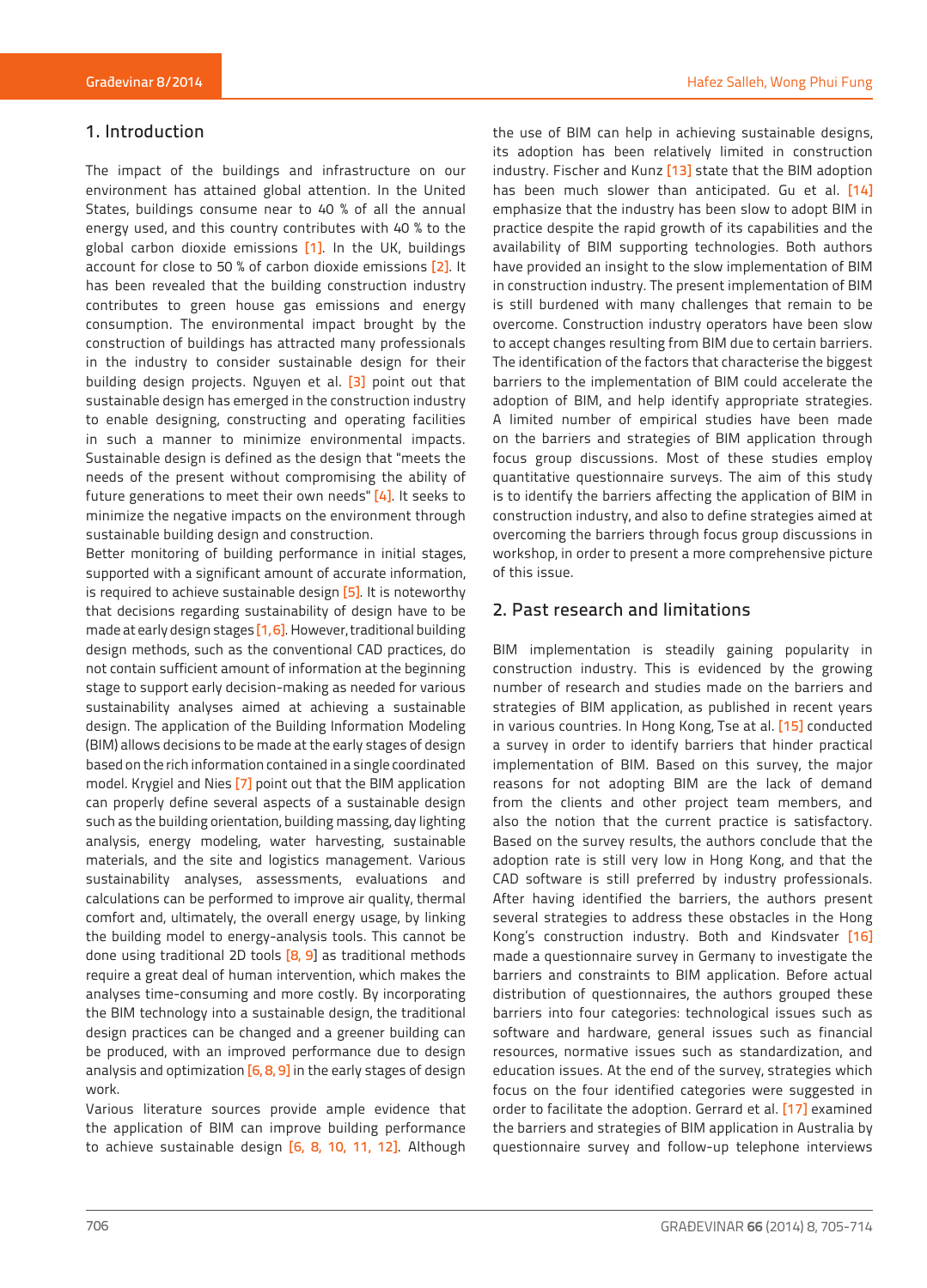## 1. Introduction

The impact of the buildings and infrastructure on our environment has attained global attention. In the United States, buildings consume near to 40 % of all the annual energy used, and this country contributes with 40 % to the global carbon dioxide emissions [1]. In the UK, buildings account for close to 50 % of carbon dioxide emissions [2]. It has been revealed that the building construction industry contributes to green house gas emissions and energy consumption. The environmental impact brought by the construction of buildings has attracted many professionals in the industry to consider sustainable design for their building design projects. Nguyen et al. [3] point out that sustainable design has emerged in the construction industry to enable designing, constructing and operating facilities in such a manner to minimize environmental impacts. Sustainable design is defined as the design that "meets the needs of the present without compromising the ability of future generations to meet their own needs" [4]. It seeks to minimize the negative impacts on the environment through sustainable building design and construction.

Better monitoring of building performance in initial stages, supported with a significant amount of accurate information, is required to achieve sustainable design [5]. It is noteworthy that decisions regarding sustainability of design have to be made at early design stages [1,6]. However, traditional building design methods, such as the conventional CAD practices, do not contain sufficient amount of information at the beginning stage to support early decision-making as needed for various sustainability analyses aimed at achieving a sustainable design. The application of the Building Information Modeling (BIM) allows decisions to be made at the early stages of design based on the rich information contained in a single coordinated model. Krygiel and Nies [7] point out that the BIM application can properly define several aspects of a sustainable design such as the building orientation, building massing, day lighting analysis, energy modeling, water harvesting, sustainable materials, and the site and logistics management. Various sustainability analyses, assessments, evaluations and calculations can be performed to improve air quality, thermal comfort and, ultimately, the overall energy usage, by linking the building model to energy-analysis tools. This cannot be done using traditional 2D tools [8, 9] as traditional methods require a great deal of human intervention, which makes the analyses time-consuming and more costly. By incorporating the BIM technology into a sustainable design, the traditional design practices can be changed and a greener building can be produced, with an improved performance due to design analysis and optimization [6, 8, 9] in the early stages of design work.

Various literature sources provide ample evidence that the application of BIM can improve building performance to achieve sustainable design [6, 8, 10, 11, 12]. Although the use of BIM can help in achieving sustainable designs, its adoption has been relatively limited in construction industry. Fischer and Kunz [13] state that the BIM adoption has been much slower than anticipated. Gu et al. [14] emphasize that the industry has been slow to adopt BIM in practice despite the rapid growth of its capabilities and the availability of BIM supporting technologies. Both authors have provided an insight to the slow implementation of BIM in construction industry. The present implementation of BIM is still burdened with many challenges that remain to be overcome. Construction industry operators have been slow to accept changes resulting from BIM due to certain barriers. The identification of the factors that characterise the biggest barriers to the implementation of BIM could accelerate the adoption of BIM, and help identify appropriate strategies. A limited number of empirical studies have been made on the barriers and strategies of BIM application through focus group discussions. Most of these studies employ quantitative questionnaire surveys. The aim of this study is to identify the barriers affecting the application of BIM in construction industry, and also to define strategies aimed at overcoming the barriers through focus group discussions in workshop, in order to present a more comprehensive picture of this issue.

## 2. Past research and limitations

BIM implementation is steadily gaining popularity in construction industry. This is evidenced by the growing number of research and studies made on the barriers and strategies of BIM application, as published in recent years in various countries. In Hong Kong, Tse at al. [15] conducted a survey in order to identify barriers that hinder practical implementation of BIM. Based on this survey, the major reasons for not adopting BIM are the lack of demand from the clients and other project team members, and also the notion that the current practice is satisfactory. Based on the survey results, the authors conclude that the adoption rate is still very low in Hong Kong, and that the CAD software is still preferred by industry professionals. After having identified the barriers, the authors present several strategies to address these obstacles in the Hong Kong's construction industry. Both and Kindsvater [16] made a questionnaire survey in Germany to investigate the barriers and constraints to BIM application. Before actual distribution of questionnaires, the authors grouped these barriers into four categories: technological issues such as software and hardware, general issues such as financial resources, normative issues such as standardization, and education issues. At the end of the survey, strategies which focus on the four identified categories were suggested in order to facilitate the adoption. Gerrard et al. [17] examined the barriers and strategies of BIM application in Australia by questionnaire survey and follow-up telephone interviews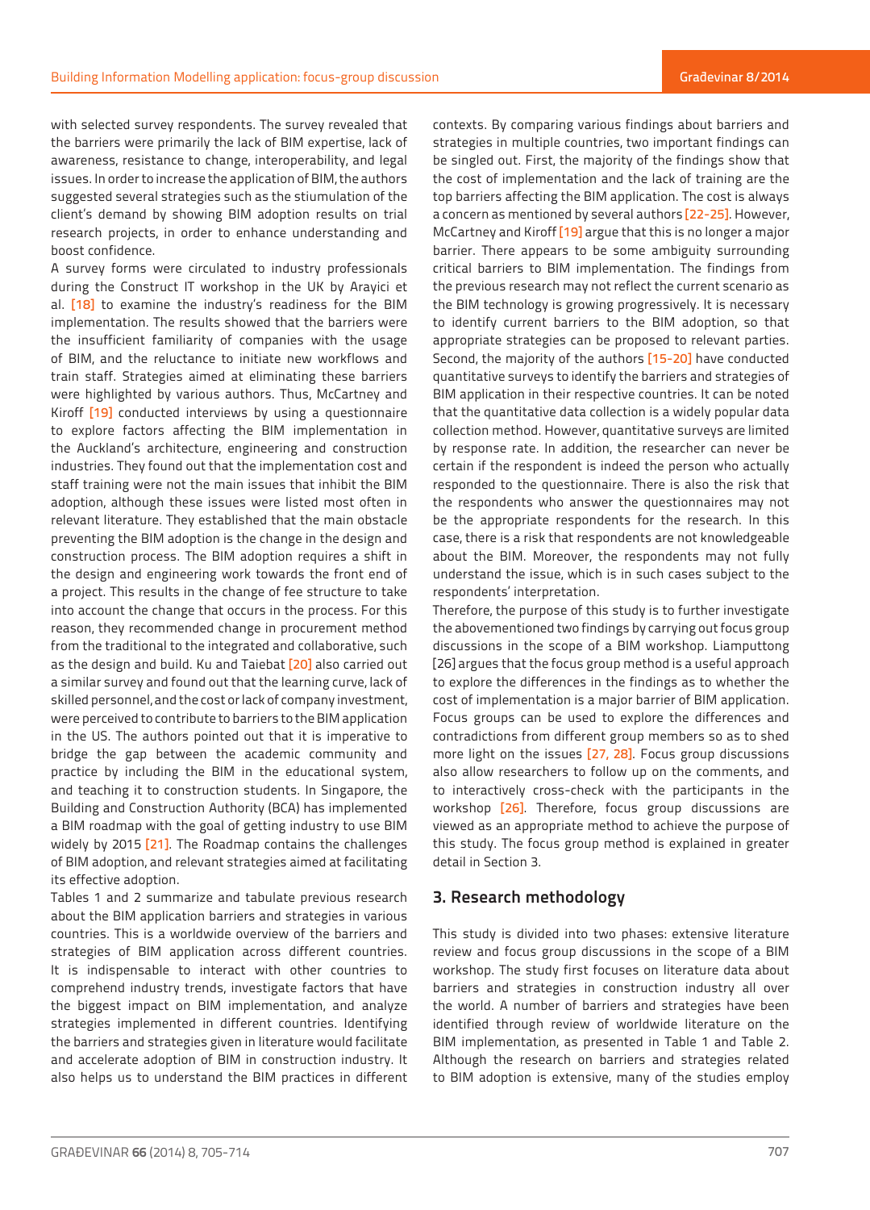with selected survey respondents. The survey revealed that the barriers were primarily the lack of BIM expertise, lack of awareness, resistance to change, interoperability, and legal issues. In order to increase the application of BIM, the authors suggested several strategies such as the stiumulation of the client's demand by showing BIM adoption results on trial research projects, in order to enhance understanding and boost confidence.

A survey forms were circulated to industry professionals during the Construct IT workshop in the UK by Arayici et al. [18] to examine the industry's readiness for the BIM implementation. The results showed that the barriers were the insufficient familiarity of companies with the usage of BIM, and the reluctance to initiate new workflows and train staff. Strategies aimed at eliminating these barriers were highlighted by various authors. Thus, McCartney and Kiroff [19] conducted interviews by using a questionnaire to explore factors affecting the BIM implementation in the Auckland's architecture, engineering and construction industries. They found out that the implementation cost and staff training were not the main issues that inhibit the BIM adoption, although these issues were listed most often in relevant literature. They established that the main obstacle preventing the BIM adoption is the change in the design and construction process. The BIM adoption requires a shift in the design and engineering work towards the front end of a project. This results in the change of fee structure to take into account the change that occurs in the process. For this reason, they recommended change in procurement method from the traditional to the integrated and collaborative, such as the design and build. Ku and Taiebat [20] also carried out a similar survey and found out that the learning curve, lack of skilled personnel, and the cost or lack of company investment, were perceived to contribute to barriers to the BIM application in the US. The authors pointed out that it is imperative to bridge the gap between the academic community and practice by including the BIM in the educational system, and teaching it to construction students. In Singapore, the Building and Construction Authority (BCA) has implemented a BIM roadmap with the goal of getting industry to use BIM widely by 2015 [21]. The Roadmap contains the challenges of BIM adoption, and relevant strategies aimed at facilitating its effective adoption.

Tables 1 and 2 summarize and tabulate previous research about the BIM application barriers and strategies in various countries. This is a worldwide overview of the barriers and strategies of BIM application across different countries. It is indispensable to interact with other countries to comprehend industry trends, investigate factors that have the biggest impact on BIM implementation, and analyze strategies implemented in different countries. Identifying the barriers and strategies given in literature would facilitate and accelerate adoption of BIM in construction industry. It also helps us to understand the BIM practices in different contexts. By comparing various findings about barriers and strategies in multiple countries, two important findings can be singled out. First, the majority of the findings show that the cost of implementation and the lack of training are the top barriers affecting the BIM application. The cost is always a concern as mentioned by several authors [22-25]. However, McCartney and Kiroff [19] argue that this is no longer a major barrier. There appears to be some ambiguity surrounding critical barriers to BIM implementation. The findings from the previous research may not reflect the current scenario as the BIM technology is growing progressively. It is necessary to identify current barriers to the BIM adoption, so that appropriate strategies can be proposed to relevant parties. Second, the majority of the authors [15-20] have conducted quantitative surveys to identify the barriers and strategies of BIM application in their respective countries. It can be noted that the quantitative data collection is a widely popular data collection method. However, quantitative surveys are limited by response rate. In addition, the researcher can never be certain if the respondent is indeed the person who actually responded to the questionnaire. There is also the risk that the respondents who answer the questionnaires may not be the appropriate respondents for the research. In this case, there is a risk that respondents are not knowledgeable about the BIM. Moreover, the respondents may not fully understand the issue, which is in such cases subject to the respondents' interpretation.

Therefore, the purpose of this study is to further investigate the abovementioned two findings by carrying out focus group discussions in the scope of a BIM workshop. Liamputtong [26] argues that the focus group method is a useful approach to explore the differences in the findings as to whether the cost of implementation is a major barrier of BIM application. Focus groups can be used to explore the differences and contradictions from different group members so as to shed more light on the issues [27, 28]. Focus group discussions also allow researchers to follow up on the comments, and to interactively cross-check with the participants in the workshop [26]. Therefore, focus group discussions are viewed as an appropriate method to achieve the purpose of this study. The focus group method is explained in greater detail in Section 3.

## 3. Research methodology

This study is divided into two phases: extensive literature review and focus group discussions in the scope of a BIM workshop. The study first focuses on literature data about barriers and strategies in construction industry all over the world. A number of barriers and strategies have been identified through review of worldwide literature on the BIM implementation, as presented in Table 1 and Table 2. Although the research on barriers and strategies related to BIM adoption is extensive, many of the studies employ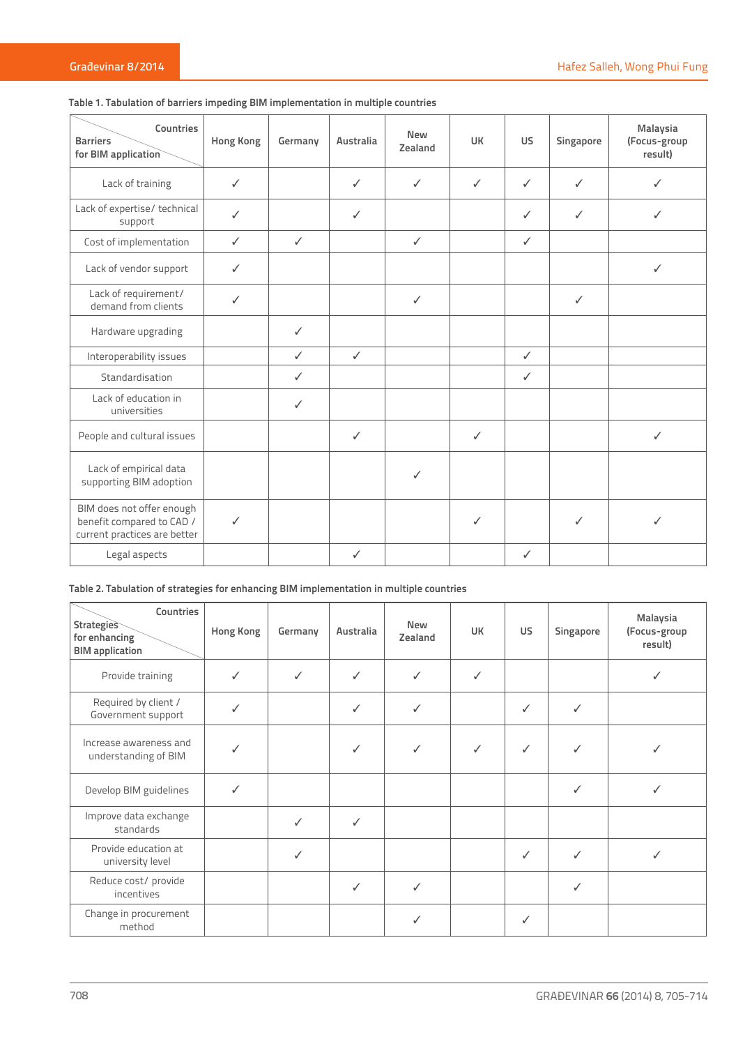Table 1. Tabulation of barriers impeding BIM implementation in multiple countries

| Barriers for BIM application \ Countries | Hong Kong | Germany | Australia | New Zealand | UK | US | Singapore | Malaysia (Focus-group result) |
|---|---|---|---|---|---|---|---|---|
| Lack of training | ✓ | | ✓ | ✓ | ✓ | ✓ | ✓ | ✓ |
| Lack of expertise/ technical support | ✓ | | ✓ | | | ✓ | ✓ | ✓ |
| Cost of implementation | ✓ | ✓ | | ✓ | | ✓ | | |
| Lack of vendor support | ✓ | | | | | | | ✓ |
| Lack of requirement/ demand from clients | ✓ | | | ✓ | | | ✓ | |
| Hardware upgrading | | ✓ | | | | | | |
| Interoperability issues | | ✓ | ✓ | | | ✓ | | |
| Standardisation | | ✓ | | | | ✓ | | |
| Lack of education in universities | | ✓ | | | | | | |
| People and cultural issues | | | ✓ | | ✓ | | | ✓ |
| Lack of empirical data supporting BIM adoption | | | | ✓ | | | | |
| BIM does not offer enough benefit compared to CAD / current practices are better | ✓ | | | | ✓ | | ✓ | ✓ |
| Legal aspects | | | ✓ | | | ✓ | | |

Table 2. Tabulation of strategies for enhancing BIM implementation in multiple countries

| Strategies for enhancing BIM application \ Countries | Hong Kong | Germany | Australia | New Zealand | UK | US | Singapore | Malaysia (Focus-group result) |
|---|---|---|---|---|---|---|---|---|
| Provide training | ✓ | ✓ | ✓ | ✓ | ✓ | | | ✓ |
| Required by client / Government support | ✓ | | ✓ | ✓ | | ✓ | ✓ | |
| Increase awareness and understanding of BIM | ✓ | | ✓ | ✓ | ✓ | ✓ | ✓ | ✓ |
| Develop BIM guidelines | ✓ | | | | | | ✓ | ✓ |
| Improve data exchange standards | | ✓ | ✓ | | | | | |
| Provide education at university level | | ✓ | | | | ✓ | ✓ | ✓ |
| Reduce cost/ provide incentives | | | ✓ | ✓ | | | ✓ | |
| Change in procurement method | | | | ✓ | | ✓ | | |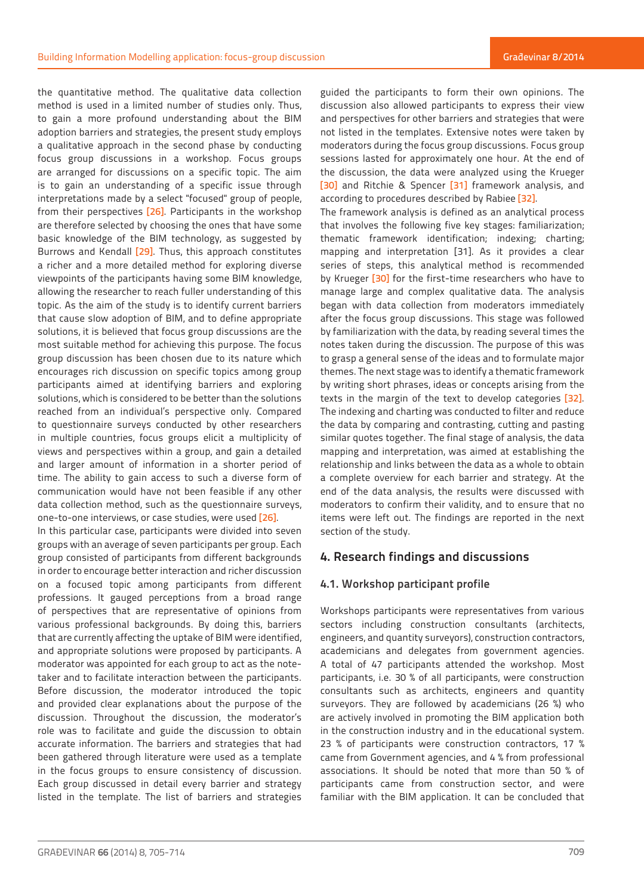the quantitative method. The qualitative data collection method is used in a limited number of studies only. Thus, to gain a more profound understanding about the BIM adoption barriers and strategies, the present study employs a qualitative approach in the second phase by conducting focus group discussions in a workshop. Focus groups are arranged for discussions on a specific topic. The aim is to gain an understanding of a specific issue through interpretations made by a select "focused" group of people, from their perspectives [26]. Participants in the workshop are therefore selected by choosing the ones that have some basic knowledge of the BIM technology, as suggested by Burrows and Kendall [29]. Thus, this approach constitutes a richer and a more detailed method for exploring diverse viewpoints of the participants having some BIM knowledge, allowing the researcher to reach fuller understanding of this topic. As the aim of the study is to identify current barriers that cause slow adoption of BIM, and to define appropriate solutions, it is believed that focus group discussions are the most suitable method for achieving this purpose. The focus group discussion has been chosen due to its nature which encourages rich discussion on specific topics among group participants aimed at identifying barriers and exploring solutions, which is considered to be better than the solutions reached from an individual's perspective only. Compared to questionnaire surveys conducted by other researchers in multiple countries, focus groups elicit a multiplicity of views and perspectives within a group, and gain a detailed and larger amount of information in a shorter period of time. The ability to gain access to such a diverse form of communication would have not been feasible if any other data collection method, such as the questionnaire surveys, one-to-one interviews, or case studies, were used [26].

In this particular case, participants were divided into seven groups with an average of seven participants per group. Each group consisted of participants from different backgrounds in order to encourage better interaction and richer discussion on a focused topic among participants from different professions. It gauged perceptions from a broad range of perspectives that are representative of opinions from various professional backgrounds. By doing this, barriers that are currently affecting the uptake of BIM were identified, and appropriate solutions were proposed by participants. A moderator was appointed for each group to act as the note-taker and to facilitate interaction between the participants. Before discussion, the moderator introduced the topic and provided clear explanations about the purpose of the discussion. Throughout the discussion, the moderator's role was to facilitate and guide the discussion to obtain accurate information. The barriers and strategies that had been gathered through literature were used as a template in the focus groups to ensure consistency of discussion. Each group discussed in detail every barrier and strategy listed in the template. The list of barriers and strategies guided the participants to form their own opinions. The discussion also allowed participants to express their view and perspectives for other barriers and strategies that were not listed in the templates. Extensive notes were taken by moderators during the focus group discussions. Focus group sessions lasted for approximately one hour. At the end of the discussion, the data were analyzed using the Krueger [30] and Ritchie & Spencer [31] framework analysis, and according to procedures described by Rabiee [32].

The framework analysis is defined as an analytical process that involves the following five key stages: familiarization; thematic framework identification; indexing; charting; mapping and interpretation [31]. As it provides a clear series of steps, this analytical method is recommended by Krueger [30] for the first-time researchers who have to manage large and complex qualitative data. The analysis began with data collection from moderators immediately after the focus group discussions. This stage was followed by familiarization with the data, by reading several times the notes taken during the discussion. The purpose of this was to grasp a general sense of the ideas and to formulate major themes. The next stage was to identify a thematic framework by writing short phrases, ideas or concepts arising from the texts in the margin of the text to develop categories [32]. The indexing and charting was conducted to filter and reduce the data by comparing and contrasting, cutting and pasting similar quotes together. The final stage of analysis, the data mapping and interpretation, was aimed at establishing the relationship and links between the data as a whole to obtain a complete overview for each barrier and strategy. At the end of the data analysis, the results were discussed with moderators to confirm their validity, and to ensure that no items were left out. The findings are reported in the next section of the study.

## 4. Research findings and discussions

### 4.1. Workshop participant profile

Workshops participants were representatives from various sectors including construction consultants (architects, engineers, and quantity surveyors), construction contractors, academicians and delegates from government agencies. A total of 47 participants attended the workshop. Most participants, i.e. 30 % of all participants, were construction consultants such as architects, engineers and quantity surveyors. They are followed by academicians (26 %) who are actively involved in promoting the BIM application both in the construction industry and in the educational system. 23 % of participants were construction contractors, 17 % came from Government agencies, and 4 % from professional associations. It should be noted that more than 50 % of participants came from construction sector, and were familiar with the BIM application. It can be concluded that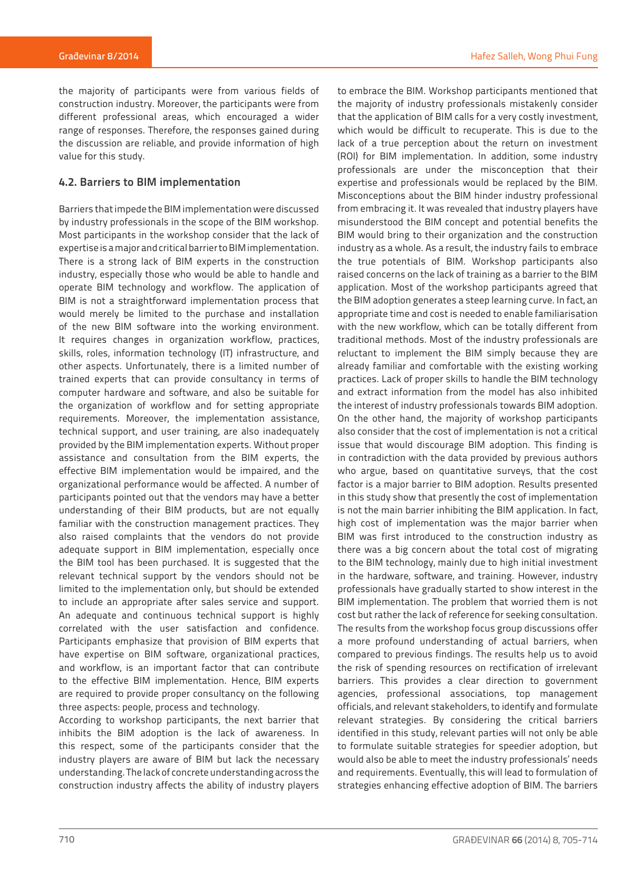the majority of participants were from various fields of construction industry. Moreover, the participants were from different professional areas, which encouraged a wider range of responses. Therefore, the responses gained during the discussion are reliable, and provide information of high value for this study.

### 4.2. Barriers to BIM implementation

Barriers that impede the BIM implementation were discussed by industry professionals in the scope of the BIM workshop. Most participants in the workshop consider that the lack of expertise is a major and critical barrier to BIM implementation. There is a strong lack of BIM experts in the construction industry, especially those who would be able to handle and operate BIM technology and workflow. The application of BIM is not a straightforward implementation process that would merely be limited to the purchase and installation of the new BIM software into the working environment. It requires changes in organization workflow, practices, skills, roles, information technology (IT) infrastructure, and other aspects. Unfortunately, there is a limited number of trained experts that can provide consultancy in terms of computer hardware and software, and also be suitable for the organization of workflow and for setting appropriate requirements. Moreover, the implementation assistance, technical support, and user training, are also inadequately provided by the BIM implementation experts. Without proper assistance and consultation from the BIM experts, the effective BIM implementation would be impaired, and the organizational performance would be affected. A number of participants pointed out that the vendors may have a better understanding of their BIM products, but are not equally familiar with the construction management practices. They also raised complaints that the vendors do not provide adequate support in BIM implementation, especially once the BIM tool has been purchased. It is suggested that the relevant technical support by the vendors should not be limited to the implementation only, but should be extended to include an appropriate after sales service and support. An adequate and continuous technical support is highly correlated with the user satisfaction and confidence. Participants emphasize that provision of BIM experts that have expertise on BIM software, organizational practices, and workflow, is an important factor that can contribute to the effective BIM implementation. Hence, BIM experts are required to provide proper consultancy on the following three aspects: people, process and technology.

According to workshop participants, the next barrier that inhibits the BIM adoption is the lack of awareness. In this respect, some of the participants consider that the industry players are aware of BIM but lack the necessary understanding. The lack of concrete understanding across the construction industry affects the ability of industry players to embrace the BIM. Workshop participants mentioned that the majority of industry professionals mistakenly consider that the application of BIM calls for a very costly investment, which would be difficult to recuperate. This is due to the lack of a true perception about the return on investment (ROI) for BIM implementation. In addition, some industry professionals are under the misconception that their expertise and professionals would be replaced by the BIM. Misconceptions about the BIM hinder industry professional from embracing it. It was revealed that industry players have misunderstood the BIM concept and potential benefits the BIM would bring to their organization and the construction industry as a whole. As a result, the industry fails to embrace the true potentials of BIM. Workshop participants also raised concerns on the lack of training as a barrier to the BIM application. Most of the workshop participants agreed that the BIM adoption generates a steep learning curve. In fact, an appropriate time and cost is needed to enable familiarisation with the new workflow, which can be totally different from traditional methods. Most of the industry professionals are reluctant to implement the BIM simply because they are already familiar and comfortable with the existing working practices. Lack of proper skills to handle the BIM technology and extract information from the model has also inhibited the interest of industry professionals towards BIM adoption. On the other hand, the majority of workshop participants also consider that the cost of implementation is not a critical issue that would discourage BIM adoption. This finding is in contradiction with the data provided by previous authors who argue, based on quantitative surveys, that the cost factor is a major barrier to BIM adoption. Results presented in this study show that presently the cost of implementation is not the main barrier inhibiting the BIM application. In fact, high cost of implementation was the major barrier when BIM was first introduced to the construction industry as there was a big concern about the total cost of migrating to the BIM technology, mainly due to high initial investment in the hardware, software, and training. However, industry professionals have gradually started to show interest in the BIM implementation. The problem that worried them is not cost but rather the lack of reference for seeking consultation. The results from the workshop focus group discussions offer a more profound understanding of actual barriers, when compared to previous findings. The results help us to avoid the risk of spending resources on rectification of irrelevant barriers. This provides a clear direction to government agencies, professional associations, top management officials, and relevant stakeholders, to identify and formulate relevant strategies. By considering the critical barriers identified in this study, relevant parties will not only be able to formulate suitable strategies for speedier adoption, but would also be able to meet the industry professionals' needs and requirements. Eventually, this will lead to formulation of strategies enhancing effective adoption of BIM. The barriers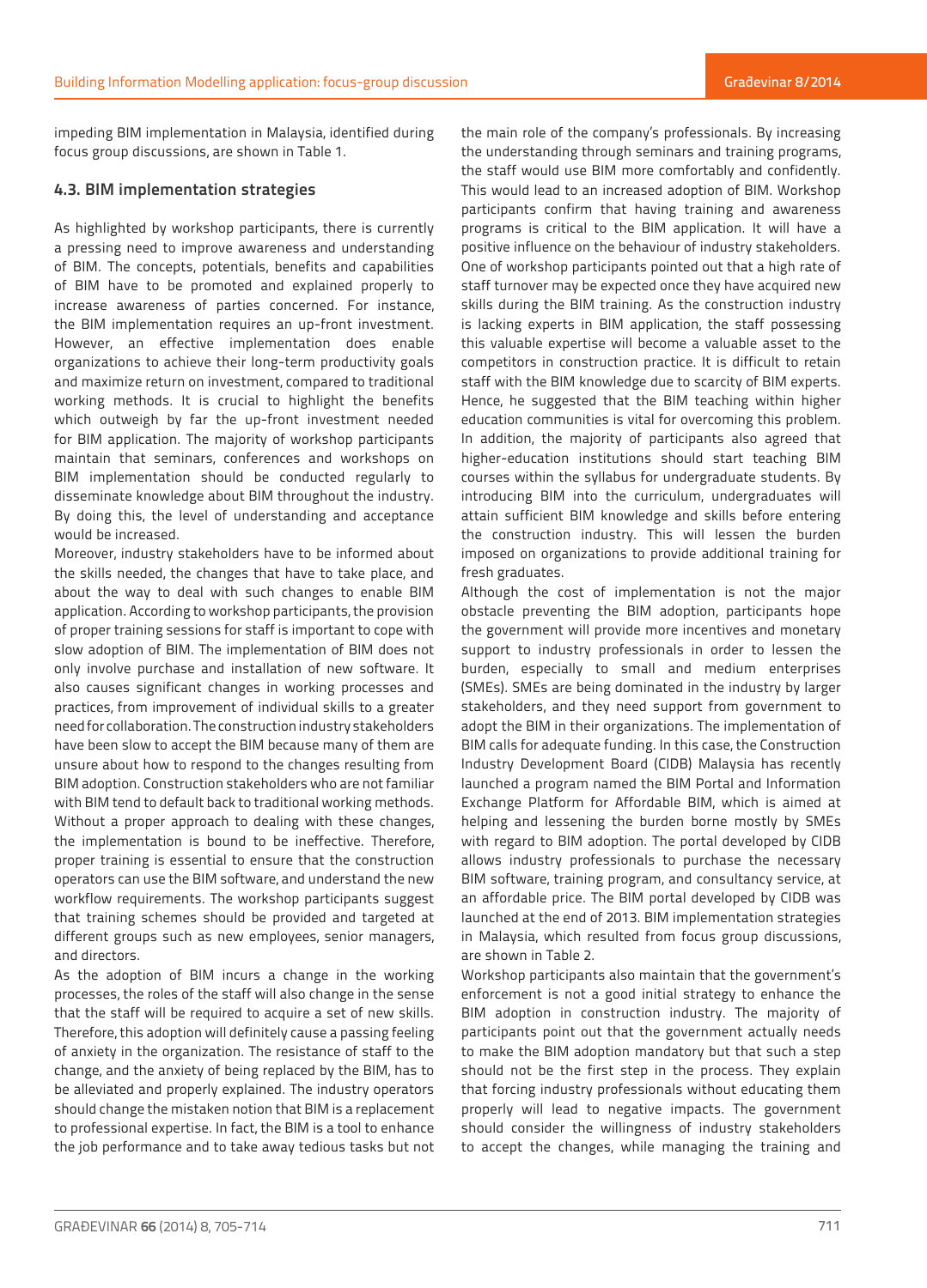impeding BIM implementation in Malaysia, identified during focus group discussions, are shown in Table 1.

### 4.3. BIM implementation strategies

As highlighted by workshop participants, there is currently a pressing need to improve awareness and understanding of BIM. The concepts, potentials, benefits and capabilities of BIM have to be promoted and explained properly to increase awareness of parties concerned. For instance, the BIM implementation requires an up-front investment. However, an effective implementation does enable organizations to achieve their long-term productivity goals and maximize return on investment, compared to traditional working methods. It is crucial to highlight the benefits which outweigh by far the up-front investment needed for BIM application. The majority of workshop participants maintain that seminars, conferences and workshops on BIM implementation should be conducted regularly to disseminate knowledge about BIM throughout the industry. By doing this, the level of understanding and acceptance would be increased.

Moreover, industry stakeholders have to be informed about the skills needed, the changes that have to take place, and about the way to deal with such changes to enable BIM application. According to workshop participants, the provision of proper training sessions for staff is important to cope with slow adoption of BIM. The implementation of BIM does not only involve purchase and installation of new software. It also causes significant changes in working processes and practices, from improvement of individual skills to a greater need for collaboration. The construction industry stakeholders have been slow to accept the BIM because many of them are unsure about how to respond to the changes resulting from BIM adoption. Construction stakeholders who are not familiar with BIM tend to default back to traditional working methods. Without a proper approach to dealing with these changes, the implementation is bound to be ineffective. Therefore, proper training is essential to ensure that the construction operators can use the BIM software, and understand the new workflow requirements. The workshop participants suggest that training schemes should be provided and targeted at different groups such as new employees, senior managers, and directors.

As the adoption of BIM incurs a change in the working processes, the roles of the staff will also change in the sense that the staff will be required to acquire a set of new skills. Therefore, this adoption will definitely cause a passing feeling of anxiety in the organization. The resistance of staff to the change, and the anxiety of being replaced by the BIM, has to be alleviated and properly explained. The industry operators should change the mistaken notion that BIM is a replacement to professional expertise. In fact, the BIM is a tool to enhance the job performance and to take away tedious tasks but not the main role of the company's professionals. By increasing the understanding through seminars and training programs, the staff would use BIM more comfortably and confidently. This would lead to an increased adoption of BIM. Workshop participants confirm that having training and awareness programs is critical to the BIM application. It will have a positive influence on the behaviour of industry stakeholders. One of workshop participants pointed out that a high rate of staff turnover may be expected once they have acquired new skills during the BIM training. As the construction industry is lacking experts in BIM application, the staff possessing this valuable expertise will become a valuable asset to the competitors in construction practice. It is difficult to retain staff with the BIM knowledge due to scarcity of BIM experts. Hence, he suggested that the BIM teaching within higher education communities is vital for overcoming this problem. In addition, the majority of participants also agreed that higher-education institutions should start teaching BIM courses within the syllabus for undergraduate students. By introducing BIM into the curriculum, undergraduates will attain sufficient BIM knowledge and skills before entering the construction industry. This will lessen the burden imposed on organizations to provide additional training for fresh graduates.

Although the cost of implementation is not the major obstacle preventing the BIM adoption, participants hope the government will provide more incentives and monetary support to industry professionals in order to lessen the burden, especially to small and medium enterprises (SMEs). SMEs are being dominated in the industry by larger stakeholders, and they need support from government to adopt the BIM in their organizations. The implementation of BIM calls for adequate funding. In this case, the Construction Industry Development Board (CIDB) Malaysia has recently launched a program named the BIM Portal and Information Exchange Platform for Affordable BIM, which is aimed at helping and lessening the burden borne mostly by SMEs with regard to BIM adoption. The portal developed by CIDB allows industry professionals to purchase the necessary BIM software, training program, and consultancy service, at an affordable price. The BIM portal developed by CIDB was launched at the end of 2013. BIM implementation strategies in Malaysia, which resulted from focus group discussions, are shown in Table 2.

Workshop participants also maintain that the government's enforcement is not a good initial strategy to enhance the BIM adoption in construction industry. The majority of participants point out that the government actually needs to make the BIM adoption mandatory but that such a step should not be the first step in the process. They explain that forcing industry professionals without educating them properly will lead to negative impacts. The government should consider the willingness of industry stakeholders to accept the changes, while managing the training and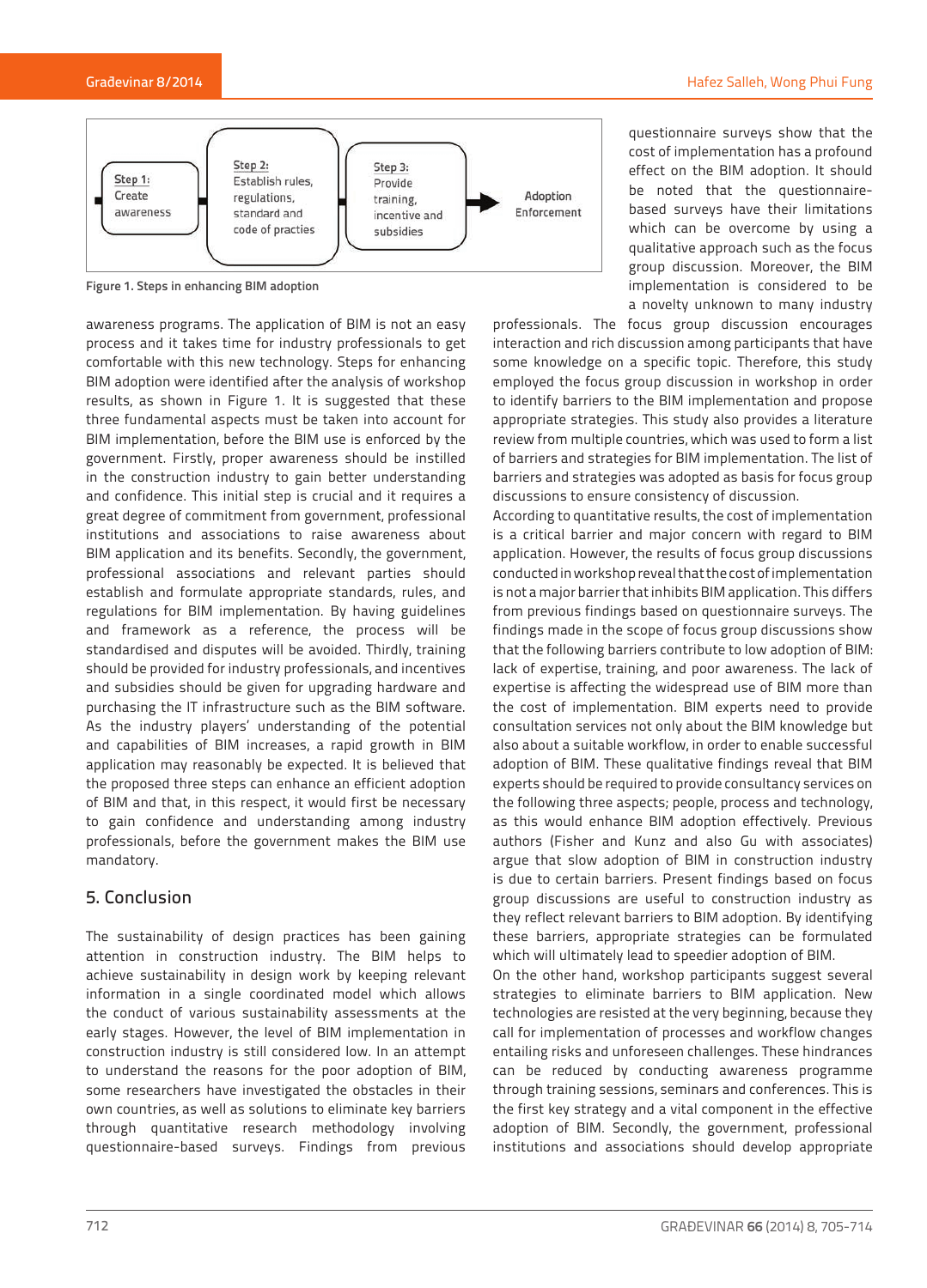Step 1: Create awareness → Step 2: Establish rules, regulations, standard and code of practies → Step 3: Provide training, incentive and subsidies → Adoption Enforcement

Figure 1. Steps in enhancing BIM adoption

awareness programs. The application of BIM is not an easy process and it takes time for industry professionals to get comfortable with this new technology. Steps for enhancing BIM adoption were identified after the analysis of workshop results, as shown in Figure 1. It is suggested that these three fundamental aspects must be taken into account for BIM implementation, before the BIM use is enforced by the government. Firstly, proper awareness should be instilled in the construction industry to gain better understanding and confidence. This initial step is crucial and it requires a great degree of commitment from government, professional institutions and associations to raise awareness about BIM application and its benefits. Secondly, the government, professional associations and relevant parties should establish and formulate appropriate standards, rules, and regulations for BIM implementation. By having guidelines and framework as a reference, the process will be standardised and disputes will be avoided. Thirdly, training should be provided for industry professionals, and incentives and subsidies should be given for upgrading hardware and purchasing the IT infrastructure such as the BIM software. As the industry players' understanding of the potential and capabilities of BIM increases, a rapid growth in BIM application may reasonably be expected. It is believed that the proposed three steps can enhance an efficient adoption of BIM and that, in this respect, it would first be necessary to gain confidence and understanding among industry professionals, before the government makes the BIM use mandatory.

## 5. Conclusion

The sustainability of design practices has been gaining attention in construction industry. The BIM helps to achieve sustainability in design work by keeping relevant information in a single coordinated model which allows the conduct of various sustainability assessments at the early stages. However, the level of BIM implementation in construction industry is still considered low. In an attempt to understand the reasons for the poor adoption of BIM, some researchers have investigated the obstacles in their own countries, as well as solutions to eliminate key barriers through quantitative research methodology involving questionnaire-based surveys. Findings from previous questionnaire surveys show that the cost of implementation has a profound effect on the BIM adoption. It should be noted that the questionnaire-based surveys have their limitations which can be overcome by using a qualitative approach such as the focus group discussion. Moreover, the BIM implementation is considered to be a novelty unknown to many industry professionals. The focus group discussion encourages interaction and rich discussion among participants that have some knowledge on a specific topic. Therefore, this study employed the focus group discussion in workshop in order to identify barriers to the BIM implementation and propose appropriate strategies. This study also provides a literature review from multiple countries, which was used to form a list of barriers and strategies for BIM implementation. The list of barriers and strategies was adopted as basis for focus group discussions to ensure consistency of discussion.

According to quantitative results, the cost of implementation is a critical barrier and major concern with regard to BIM application. However, the results of focus group discussions conducted in workshop reveal that the cost of implementation is not a major barrier that inhibits BIM application. This differs from previous findings based on questionnaire surveys. The findings made in the scope of focus group discussions show that the following barriers contribute to low adoption of BIM: lack of expertise, training, and poor awareness. The lack of expertise is affecting the widespread use of BIM more than the cost of implementation. BIM experts need to provide consultation services not only about the BIM knowledge but also about a suitable workflow, in order to enable successful adoption of BIM. These qualitative findings reveal that BIM experts should be required to provide consultancy services on the following three aspects; people, process and technology, as this would enhance BIM adoption effectively. Previous authors (Fisher and Kunz and also Gu with associates) argue that slow adoption of BIM in construction industry is due to certain barriers. Present findings based on focus group discussions are useful to construction industry as they reflect relevant barriers to BIM adoption. By identifying these barriers, appropriate strategies can be formulated which will ultimately lead to speedier adoption of BIM.

On the other hand, workshop participants suggest several strategies to eliminate barriers to BIM application. New technologies are resisted at the very beginning, because they call for implementation of processes and workflow changes entailing risks and unforeseen challenges. These hindrances can be reduced by conducting awareness programme through training sessions, seminars and conferences. This is the first key strategy and a vital component in the effective adoption of BIM. Secondly, the government, professional institutions and associations should develop appropriate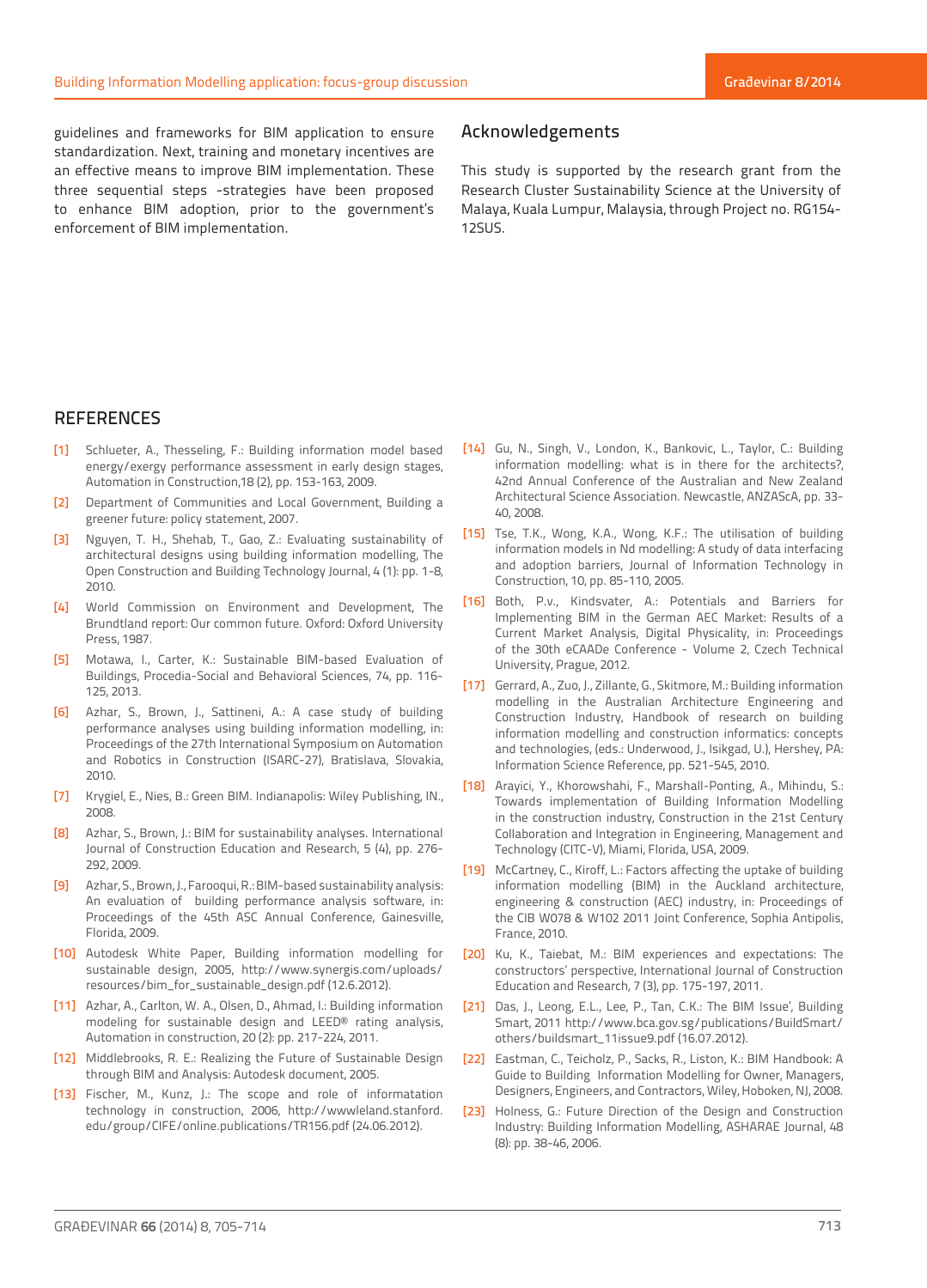guidelines and frameworks for BIM application to ensure standardization. Next, training and monetary incentives are an effective means to improve BIM implementation. These three sequential steps -strategies have been proposed to enhance BIM adoption, prior to the government's enforcement of BIM implementation.

## Acknowledgements

This study is supported by the research grant from the Research Cluster Sustainability Science at the University of Malaya, Kuala Lumpur, Malaysia, through Project no. RG154-12SUS.

## REFERENCES

[1] Schlueter, A., Thesseling, F.: Building information model based energy/exergy performance assessment in early design stages, Automation in Construction,18 (2), pp. 153-163, 2009.

[2] Department of Communities and Local Government, Building a greener future: policy statement, 2007.

[3] Nguyen, T. H., Shehab, T., Gao, Z.: Evaluating sustainability of architectural designs using building information modelling, The Open Construction and Building Technology Journal, 4 (1): pp. 1-8, 2010.

[4] World Commission on Environment and Development, The Brundtland report: Our common future. Oxford: Oxford University Press, 1987.

[5] Motawa, I., Carter, K.: Sustainable BIM-based Evaluation of Buildings, Procedia-Social and Behavioral Sciences, 74, pp. 116-125, 2013.

[6] Azhar, S., Brown, J., Sattineni, A.: A case study of building performance analyses using building information modelling, in: Proceedings of the 27th International Symposium on Automation and Robotics in Construction (ISARC-27), Bratislava, Slovakia, 2010.

[7] Krygiel, E., Nies, B.: Green BIM. Indianapolis: Wiley Publishing, IN., 2008.

[8] Azhar, S., Brown, J.: BIM for sustainability analyses. International Journal of Construction Education and Research, 5 (4), pp. 276-292, 2009.

[9] Azhar, S., Brown, J., Farooqui, R.: BIM-based sustainability analysis: An evaluation of building performance analysis software, in: Proceedings of the 45th ASC Annual Conference, Gainesville, Florida, 2009.

[10] Autodesk White Paper, Building information modelling for sustainable design, 2005, http://www.synergis.com/uploads/resources/bim_for_sustainable_design.pdf (12.6.2012).

[11] Azhar, A., Carlton, W. A., Olsen, D., Ahmad, I.: Building information modeling for sustainable design and LEED® rating analysis, Automation in construction, 20 (2): pp. 217-224, 2011.

[12] Middlebrooks, R. E.: Realizing the Future of Sustainable Design through BIM and Analysis: Autodesk document, 2005.

[13] Fischer, M., Kunz, J.: The scope and role of informatation technology in construction, 2006, http://wwwleland.stanford.edu/group/CIFE/online.publications/TR156.pdf (24.06.2012).

[14] Gu, N., Singh, V., London, K., Bankovic, L., Taylor, C.: Building information modelling: what is in there for the architects?, 42nd Annual Conference of the Australian and New Zealand Architectural Science Association. Newcastle, ANZAScA, pp. 33-40, 2008.

[15] Tse, T.K., Wong, K.A., Wong, K.F.: The utilisation of building information models in Nd modelling: A study of data interfacing and adoption barriers, Journal of Information Technology in Construction, 10, pp. 85-110, 2005.

[16] Both, P.v., Kindsvater, A.: Potentials and Barriers for Implementing BIM in the German AEC Market: Results of a Current Market Analysis, Digital Physicality, in: Proceedings of the 30th eCAADe Conference - Volume 2, Czech Technical University, Prague, 2012.

[17] Gerrard, A., Zuo, J., Zillante, G., Skitmore, M.: Building information modelling in the Australian Architecture Engineering and Construction Industry, Handbook of research on building information modelling and construction informatics: concepts and technologies, (eds.: Underwood, J., Isikgad, U.), Hershey, PA: Information Science Reference, pp. 521-545, 2010.

[18] Arayici, Y., Khorowshahi, F., Marshall-Ponting, A., Mihindu, S.: Towards implementation of Building Information Modelling in the construction industry, Construction in the 21st Century Collaboration and Integration in Engineering, Management and Technology (CITC-V), Miami, Florida, USA, 2009.

[19] McCartney, C., Kiroff, L.: Factors affecting the uptake of building information modelling (BIM) in the Auckland architecture, engineering & construction (AEC) industry, in: Proceedings of the CIB W078 & W102 2011 Joint Conference, Sophia Antipolis, France, 2010.

[20] Ku, K., Taiebat, M.: BIM experiences and expectations: The constructors' perspective, International Journal of Construction Education and Research, 7 (3), pp. 175-197, 2011.

[21] Das, J., Leong, E.L., Lee, P., Tan, C.K.: The BIM Issue', Building Smart, 2011 http://www.bca.gov.sg/publications/BuildSmart/others/buildsmart_11issue9.pdf (16.07.2012).

[22] Eastman, C., Teicholz, P., Sacks, R., Liston, K.: BIM Handbook: A Guide to Building Information Modelling for Owner, Managers, Designers, Engineers, and Contractors, Wiley, Hoboken, NJ, 2008.

[23] Holness, G.: Future Direction of the Design and Construction Industry: Building Information Modelling, ASHARAE Journal, 48 (8): pp. 38-46, 2006.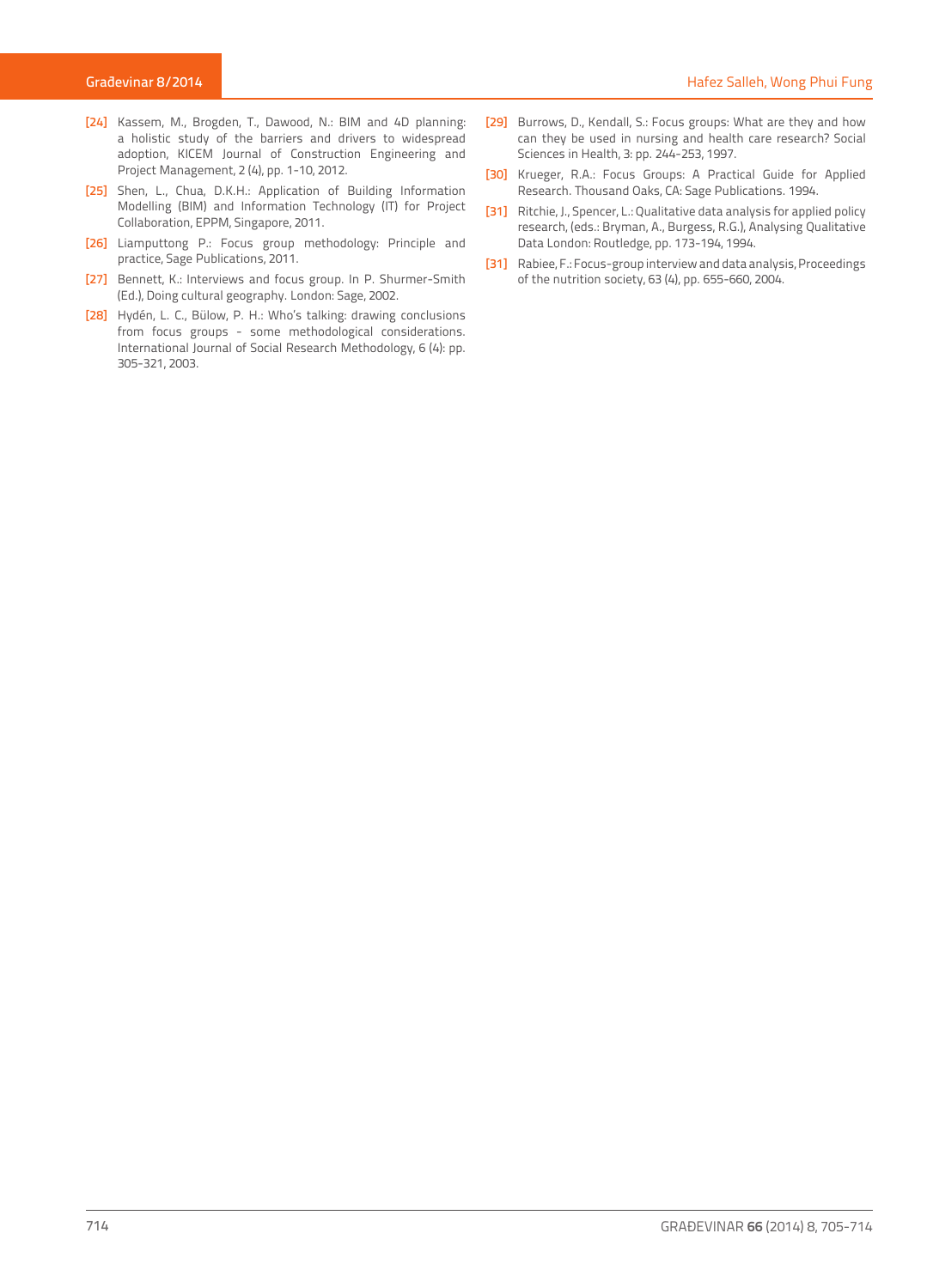[24] Kassem, M., Brogden, T., Dawood, N.: BIM and 4D planning: a holistic study of the barriers and drivers to widespread adoption, KICEM Journal of Construction Engineering and Project Management, 2 (4), pp. 1-10, 2012.

[25] Shen, L., Chua, D.K.H.: Application of Building Information Modelling (BIM) and Information Technology (IT) for Project Collaboration, EPPM, Singapore, 2011.

[26] Liamputtong P.: Focus group methodology: Principle and practice, Sage Publications, 2011.

[27] Bennett, K.: Interviews and focus group. In P. Shurmer-Smith (Ed.), Doing cultural geography. London: Sage, 2002.

[28] Hydén, L. C., Bülow, P. H.: Who's talking: drawing conclusions from focus groups - some methodological considerations. International Journal of Social Research Methodology, 6 (4): pp. 305-321, 2003.

[29] Burrows, D., Kendall, S.: Focus groups: What are they and how can they be used in nursing and health care research? Social Sciences in Health, 3: pp. 244-253, 1997.

[30] Krueger, R.A.: Focus Groups: A Practical Guide for Applied Research. Thousand Oaks, CA: Sage Publications. 1994.

[31] Ritchie, J., Spencer, L.: Qualitative data analysis for applied policy research, (eds.: Bryman, A., Burgess, R.G.), Analysing Qualitative Data London: Routledge, pp. 173-194, 1994.

[31] Rabiee, F.: Focus-group interview and data analysis, Proceedings of the nutrition society, 63 (4), pp. 655-660, 2004.